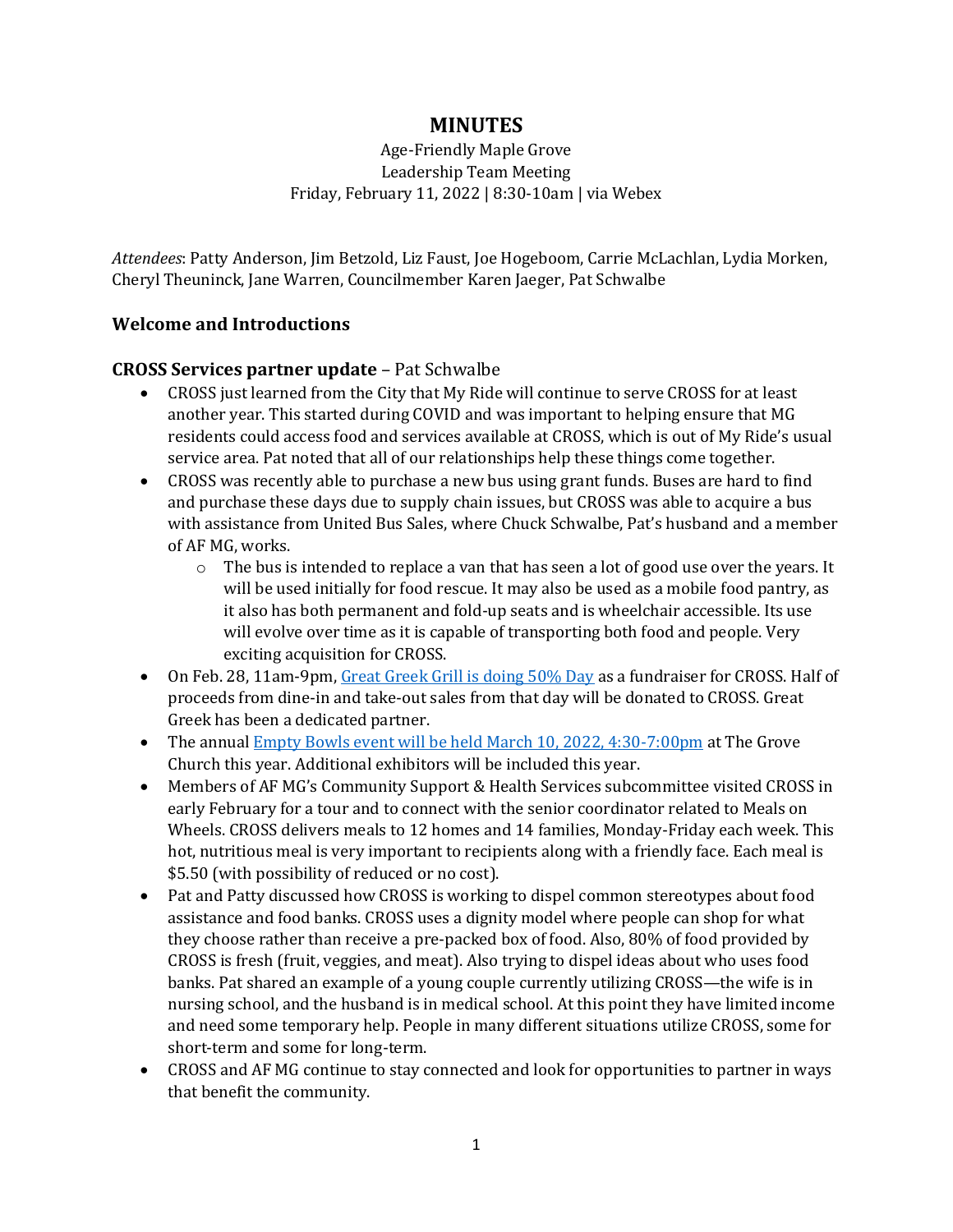# MINUTES

Age-Friendly Maple Grove
Leadership Team Meeting
Friday, February 11, 2022 | 8:30-10am | via Webex

*Attendees*: Patty Anderson, Jim Betzold, Liz Faust, Joe Hogeboom, Carrie McLachlan, Lydia Morken, Cheryl Theuninck, Jane Warren, Councilmember Karen Jaeger, Pat Schwalbe

## Welcome and Introductions

## CROSS Services partner update – Pat Schwalbe

- CROSS just learned from the City that My Ride will continue to serve CROSS for at least another year. This started during COVID and was important to helping ensure that MG residents could access food and services available at CROSS, which is out of My Ride's usual service area. Pat noted that all of our relationships help these things come together.
- CROSS was recently able to purchase a new bus using grant funds. Buses are hard to find and purchase these days due to supply chain issues, but CROSS was able to acquire a bus with assistance from United Bus Sales, where Chuck Schwalbe, Pat's husband and a member of AF MG, works.
    - The bus is intended to replace a van that has seen a lot of good use over the years. It will be used initially for food rescue. It may also be used as a mobile food pantry, as it also has both permanent and fold-up seats and is wheelchair accessible. Its use will evolve over time as it is capable of transporting both food and people. Very exciting acquisition for CROSS.
- On Feb. 28, 11am-9pm, Great Greek Grill is doing 50% Day as a fundraiser for CROSS. Half of proceeds from dine-in and take-out sales from that day will be donated to CROSS. Great Greek has been a dedicated partner.
- The annual Empty Bowls event will be held March 10, 2022, 4:30-7:00pm at The Grove Church this year. Additional exhibitors will be included this year.
- Members of AF MG's Community Support & Health Services subcommittee visited CROSS in early February for a tour and to connect with the senior coordinator related to Meals on Wheels. CROSS delivers meals to 12 homes and 14 families, Monday-Friday each week. This hot, nutritious meal is very important to recipients along with a friendly face. Each meal is $5.50 (with possibility of reduced or no cost).
- Pat and Patty discussed how CROSS is working to dispel common stereotypes about food assistance and food banks. CROSS uses a dignity model where people can shop for what they choose rather than receive a pre-packed box of food. Also, 80% of food provided by CROSS is fresh (fruit, veggies, and meat). Also trying to dispel ideas about who uses food banks. Pat shared an example of a young couple currently utilizing CROSS—the wife is in nursing school, and the husband is in medical school. At this point they have limited income and need some temporary help. People in many different situations utilize CROSS, some for short-term and some for long-term.
- CROSS and AF MG continue to stay connected and look for opportunities to partner in ways that benefit the community.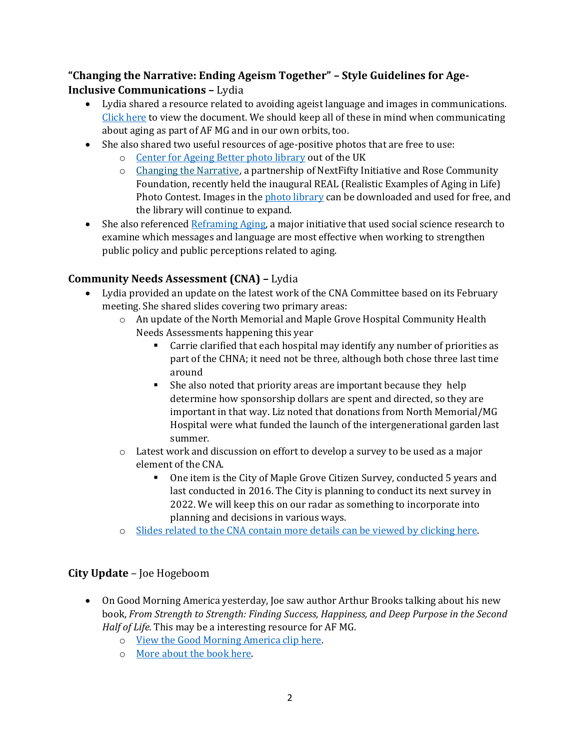### **"Changing the Narrative: Ending Ageism Together" – Style Guidelines for Age-Inclusive Communications –** Lydia

- Lydia shared a resource related to avoiding ageist language and images in communications. [Click here](#) to view the document. We should keep all of these in mind when communicating about aging as part of AF MG and in our own orbits, too.
- She also shared two useful resources of age-positive photos that are free to use:
  - [Center for Ageing Better photo library](#) out of the UK
  - [Changing the Narrative](#), a partnership of NextFifty Initiative and Rose Community Foundation, recently held the inaugural REAL (Realistic Examples of Aging in Life) Photo Contest. Images in the [photo library](#) can be downloaded and used for free, and the library will continue to expand.
- She also referenced [Reframing Aging](#), a major initiative that used social science research to examine which messages and language are most effective when working to strengthen public policy and public perceptions related to aging.

### **Community Needs Assessment (CNA) –** Lydia

- Lydia provided an update on the latest work of the CNA Committee based on its February meeting. She shared slides covering two primary areas:
  - An update of the North Memorial and Maple Grove Hospital Community Health Needs Assessments happening this year
    - Carrie clarified that each hospital may identify any number of priorities as part of the CHNA; it need not be three, although both chose three last time around
    - She also noted that priority areas are important because they help determine how sponsorship dollars are spent and directed, so they are important in that way. Liz noted that donations from North Memorial/MG Hospital were what funded the launch of the intergenerational garden last summer.
  - Latest work and discussion on effort to develop a survey to be used as a major element of the CNA.
    - One item is the City of Maple Grove Citizen Survey, conducted 5 years and last conducted in 2016. The City is planning to conduct its next survey in 2022. We will keep this on our radar as something to incorporate into planning and decisions in various ways.
  - [Slides related to the CNA contain more details can be viewed by clicking here](#).

### **City Update** – Joe Hogeboom

- On Good Morning America yesterday, Joe saw author Arthur Brooks talking about his new book, *From Strength to Strength: Finding Success, Happiness, and Deep Purpose in the Second Half of Life.* This may be a interesting resource for AF MG.
  - [View the Good Morning America clip here](#).
  - [More about the book here](#).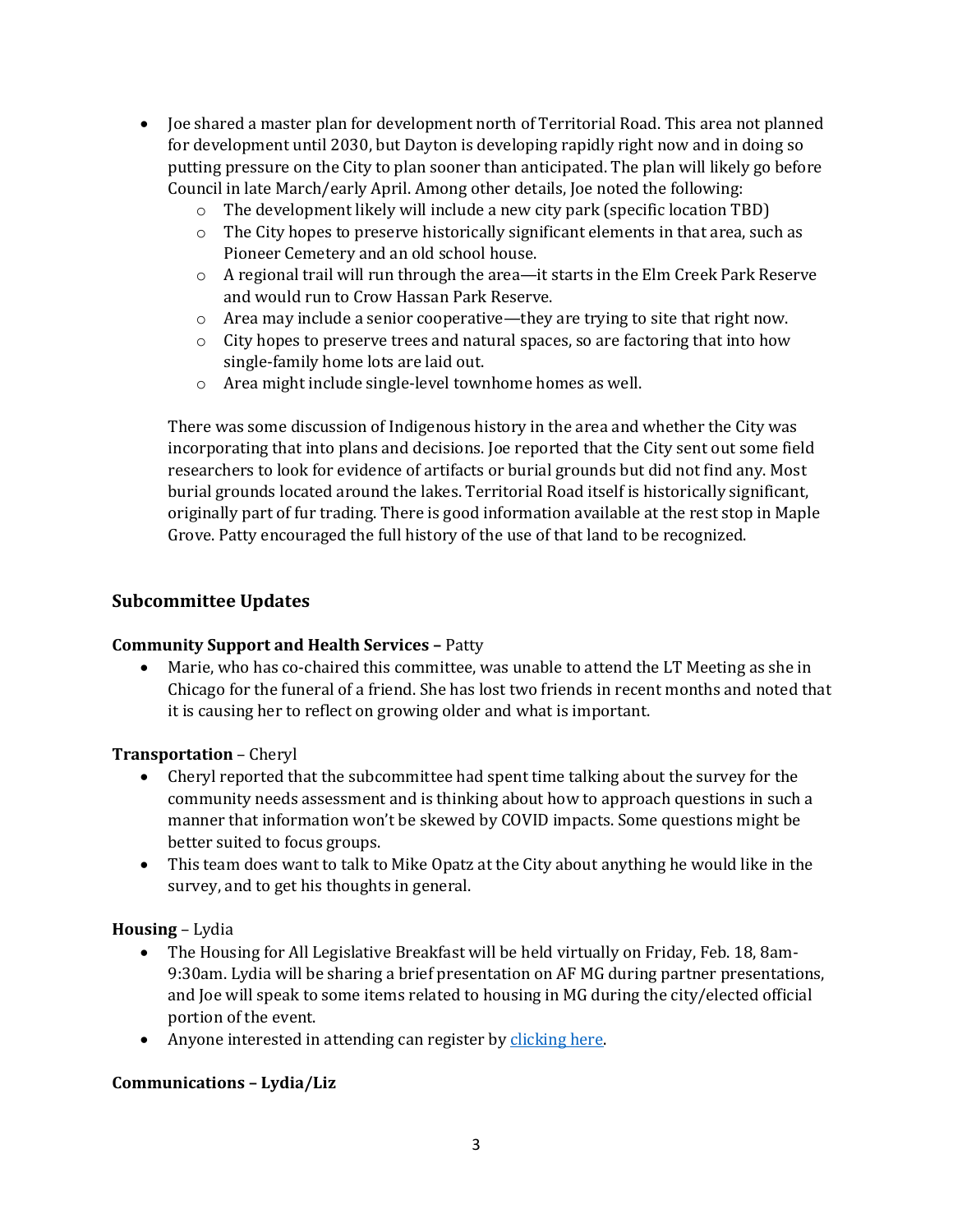- Joe shared a master plan for development north of Territorial Road. This area not planned for development until 2030, but Dayton is developing rapidly right now and in doing so putting pressure on the City to plan sooner than anticipated. The plan will likely go before Council in late March/early April. Among other details, Joe noted the following:
    - The development likely will include a new city park (specific location TBD)
    - The City hopes to preserve historically significant elements in that area, such as Pioneer Cemetery and an old school house.
    - A regional trail will run through the area—it starts in the Elm Creek Park Reserve and would run to Crow Hassan Park Reserve.
    - Area may include a senior cooperative—they are trying to site that right now.
    - City hopes to preserve trees and natural spaces, so are factoring that into how single-family home lots are laid out.
    - Area might include single-level townhome homes as well.

  There was some discussion of Indigenous history in the area and whether the City was incorporating that into plans and decisions. Joe reported that the City sent out some field researchers to look for evidence of artifacts or burial grounds but did not find any. Most burial grounds located around the lakes. Territorial Road itself is historically significant, originally part of fur trading. There is good information available at the rest stop in Maple Grove. Patty encouraged the full history of the use of that land to be recognized.

## Subcommittee Updates

**Community Support and Health Services –** Patty

- Marie, who has co-chaired this committee, was unable to attend the LT Meeting as she in Chicago for the funeral of a friend. She has lost two friends in recent months and noted that it is causing her to reflect on growing older and what is important.

**Transportation** – Cheryl

- Cheryl reported that the subcommittee had spent time talking about the survey for the community needs assessment and is thinking about how to approach questions in such a manner that information won't be skewed by COVID impacts. Some questions might be better suited to focus groups.
- This team does want to talk to Mike Opatz at the City about anything he would like in the survey, and to get his thoughts in general.

**Housing** – Lydia

- The Housing for All Legislative Breakfast will be held virtually on Friday, Feb. 18, 8am-9:30am. Lydia will be sharing a brief presentation on AF MG during partner presentations, and Joe will speak to some items related to housing in MG during the city/elected official portion of the event.
- Anyone interested in attending can register by clicking here.

**Communications – Lydia/Liz**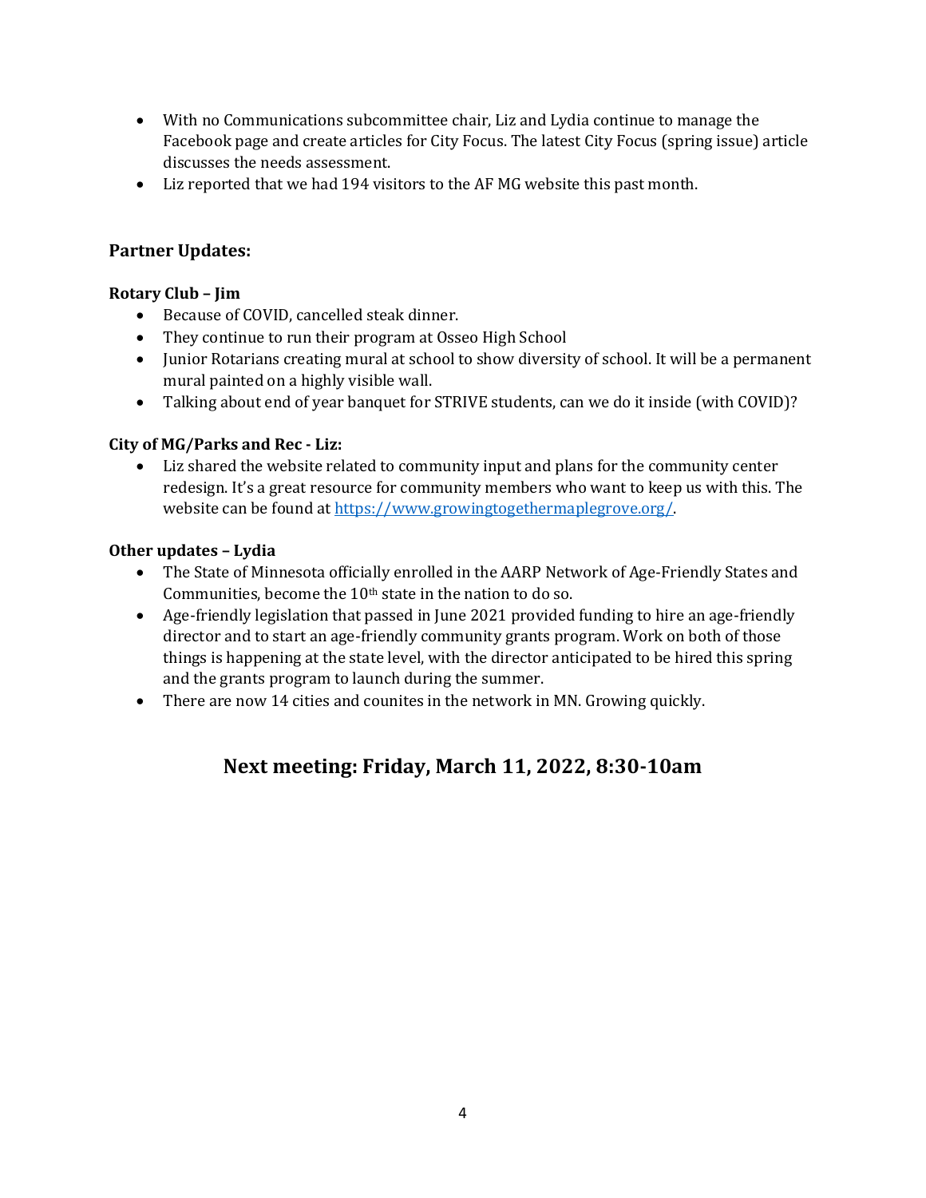- With no Communications subcommittee chair, Liz and Lydia continue to manage the Facebook page and create articles for City Focus. The latest City Focus (spring issue) article discusses the needs assessment.
- Liz reported that we had 194 visitors to the AF MG website this past month.

## Partner Updates:

**Rotary Club – Jim**

- Because of COVID, cancelled steak dinner.
- They continue to run their program at Osseo High School
- Junior Rotarians creating mural at school to show diversity of school. It will be a permanent mural painted on a highly visible wall.
- Talking about end of year banquet for STRIVE students, can we do it inside (with COVID)?

**City of MG/Parks and Rec - Liz:**

- Liz shared the website related to community input and plans for the community center redesign. It's a great resource for community members who want to keep us with this. The website can be found at [https://www.growingtogethermaplegrove.org/](https://www.growingtogethermaplegrove.org/).

**Other updates – Lydia**

- The State of Minnesota officially enrolled in the AARP Network of Age-Friendly States and Communities, become the 10th state in the nation to do so.
- Age-friendly legislation that passed in June 2021 provided funding to hire an age-friendly director and to start an age-friendly community grants program. Work on both of those things is happening at the state level, with the director anticipated to be hired this spring and the grants program to launch during the summer.
- There are now 14 cities and counites in the network in MN. Growing quickly.

## Next meeting: Friday, March 11, 2022, 8:30-10am